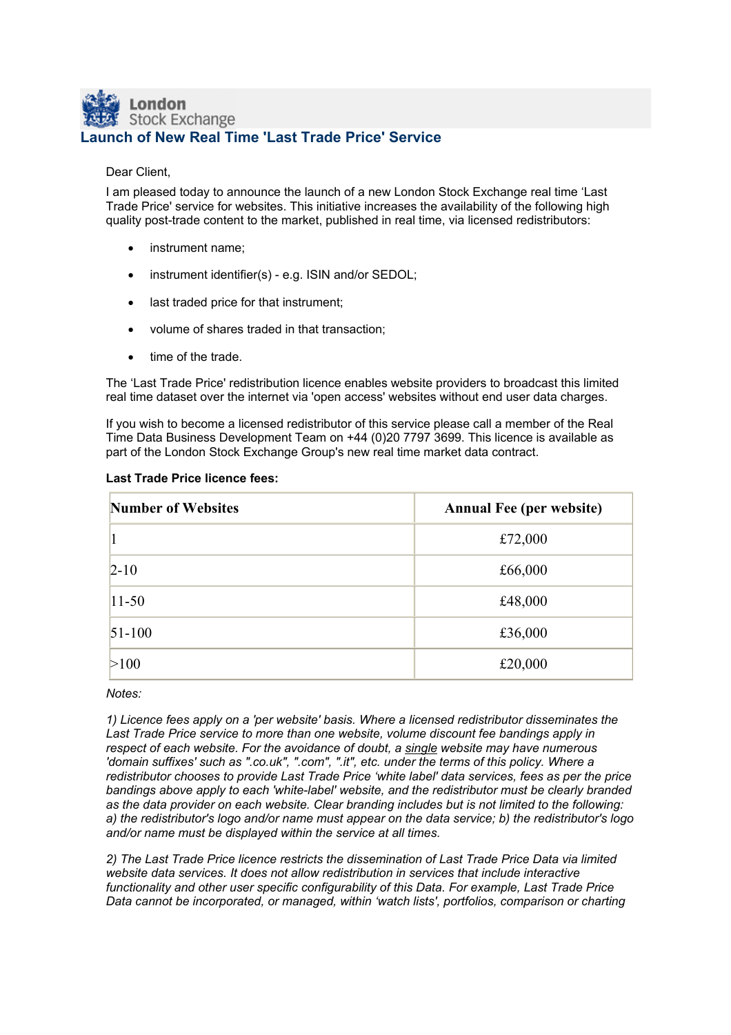London Stock Exchange

# Launch of New Real Time 'Last Trade Price' Service

Dear Client,

I am pleased today to announce the launch of a new London Stock Exchange real time 'Last Trade Price' service for websites. This initiative increases the availability of the following high quality post-trade content to the market, published in real time, via licensed redistributors:

- instrument name;
- instrument identifier(s) - e.g. ISIN and/or SEDOL;
- last traded price for that instrument;
- volume of shares traded in that transaction;
- time of the trade.

The 'Last Trade Price' redistribution licence enables website providers to broadcast this limited real time dataset over the internet via 'open access' websites without end user data charges.

If you wish to become a licensed redistributor of this service please call a member of the Real Time Data Business Development Team on +44 (0)20 7797 3699. This licence is available as part of the London Stock Exchange Group's new real time market data contract.

**Last Trade Price licence fees:**

| Number of Websites | Annual Fee (per website) |
|---|---|
| 1 | £72,000 |
| 2-10 | £66,000 |
| 11-50 | £48,000 |
| 51-100 | £36,000 |
| >100 | £20,000 |

*Notes:*

*1) Licence fees apply on a 'per website' basis. Where a licensed redistributor disseminates the Last Trade Price service to more than one website, volume discount fee bandings apply in respect of each website. For the avoidance of doubt, a single website may have numerous 'domain suffixes' such as ".co.uk", ".com", ".it", etc. under the terms of this policy. Where a redistributor chooses to provide Last Trade Price 'white label' data services, fees as per the price bandings above apply to each 'white-label' website, and the redistributor must be clearly branded as the data provider on each website. Clear branding includes but is not limited to the following: a) the redistributor's logo and/or name must appear on the data service; b) the redistributor's logo and/or name must be displayed within the service at all times.*

*2) The Last Trade Price licence restricts the dissemination of Last Trade Price Data via limited website data services. It does not allow redistribution in services that include interactive functionality and other user specific configurability of this Data. For example, Last Trade Price Data cannot be incorporated, or managed, within 'watch lists', portfolios, comparison or charting*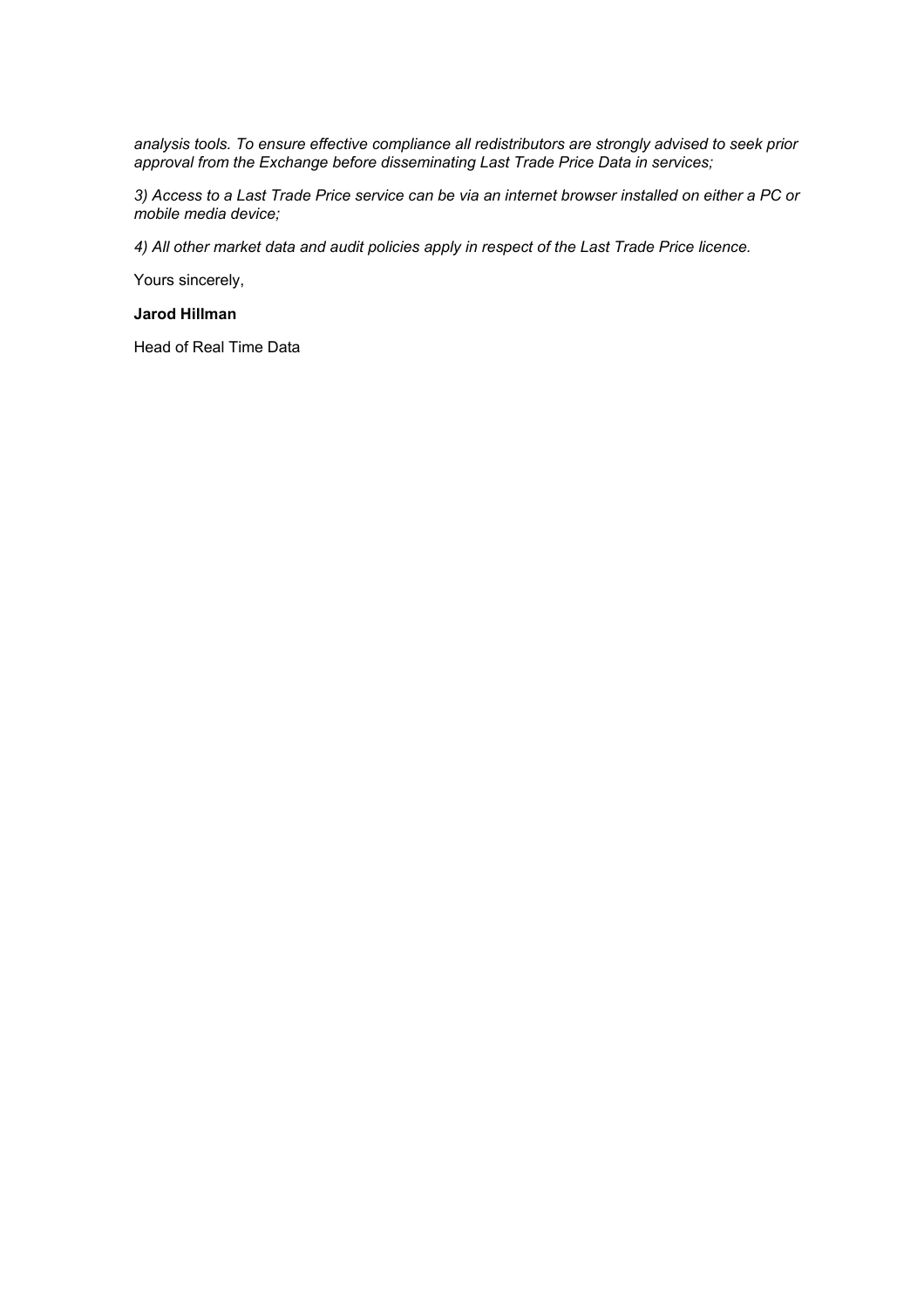*analysis tools. To ensure effective compliance all redistributors are strongly advised to seek prior approval from the Exchange before disseminating Last Trade Price Data in services;*

*3) Access to a Last Trade Price service can be via an internet browser installed on either a PC or mobile media device;*

*4) All other market data and audit policies apply in respect of the Last Trade Price licence.*

Yours sincerely,

**Jarod Hillman**

Head of Real Time Data